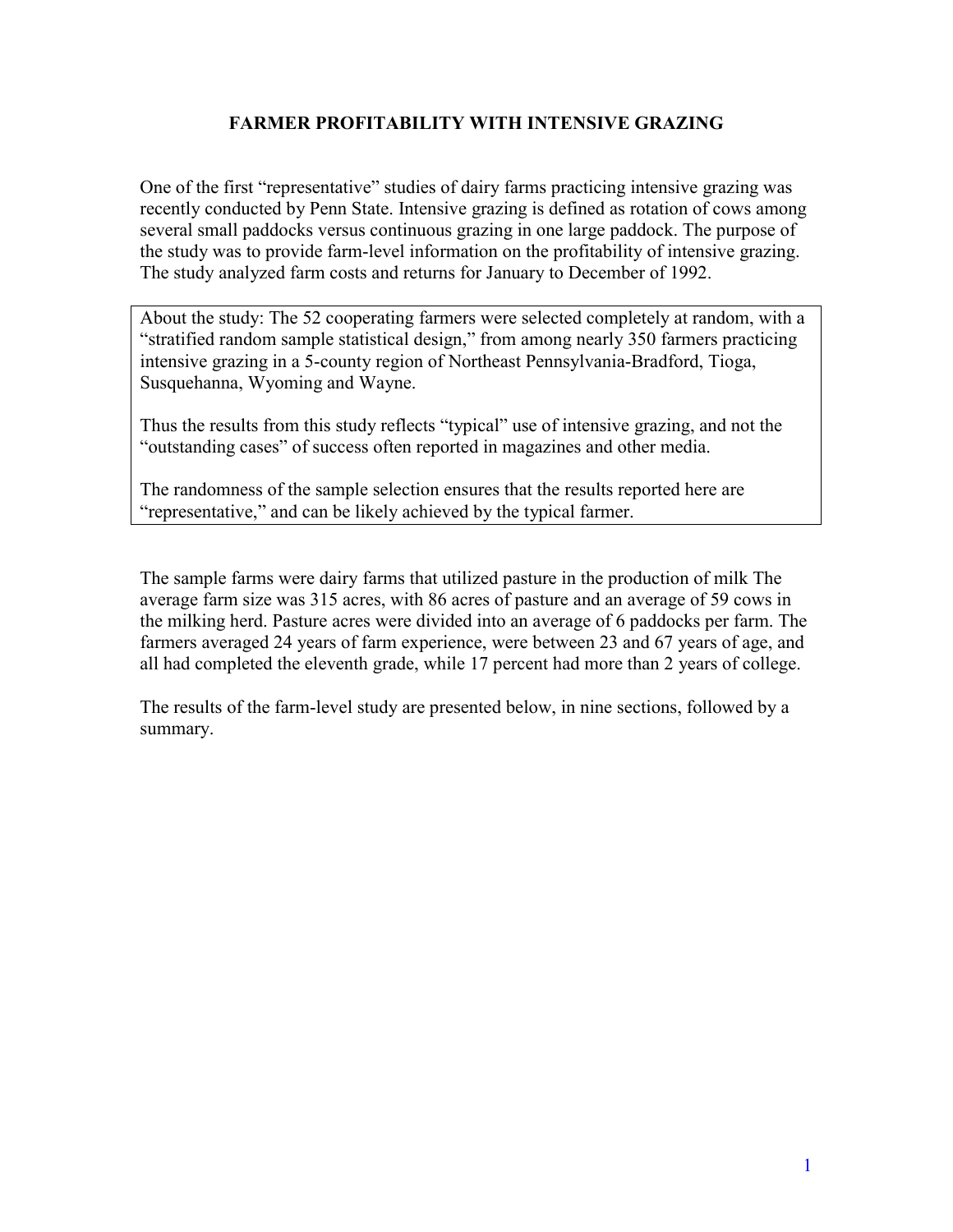# FARMER PROFITABILITY WITH INTENSIVE GRAZING

One of the first "representative" studies of dairy farms practicing intensive grazing was recently conducted by Penn State. Intensive grazing is defined as rotation of cows among several small paddocks versus continuous grazing in one large paddock. The purpose of the study was to provide farm-level information on the profitability of intensive grazing. The study analyzed farm costs and returns for January to December of 1992.

> About the study: The 52 cooperating farmers were selected completely at random, with a "stratified random sample statistical design," from among nearly 350 farmers practicing intensive grazing in a 5-county region of Northeast Pennsylvania-Bradford, Tioga, Susquehanna, Wyoming and Wayne.
>
> Thus the results from this study reflects "typical" use of intensive grazing, and not the "outstanding cases" of success often reported in magazines and other media.
>
> The randomness of the sample selection ensures that the results reported here are "representative," and can be likely achieved by the typical farmer.

The sample farms were dairy farms that utilized pasture in the production of milk The average farm size was 315 acres, with 86 acres of pasture and an average of 59 cows in the milking herd. Pasture acres were divided into an average of 6 paddocks per farm. The farmers averaged 24 years of farm experience, were between 23 and 67 years of age, and all had completed the eleventh grade, while 17 percent had more than 2 years of college.

The results of the farm-level study are presented below, in nine sections, followed by a summary.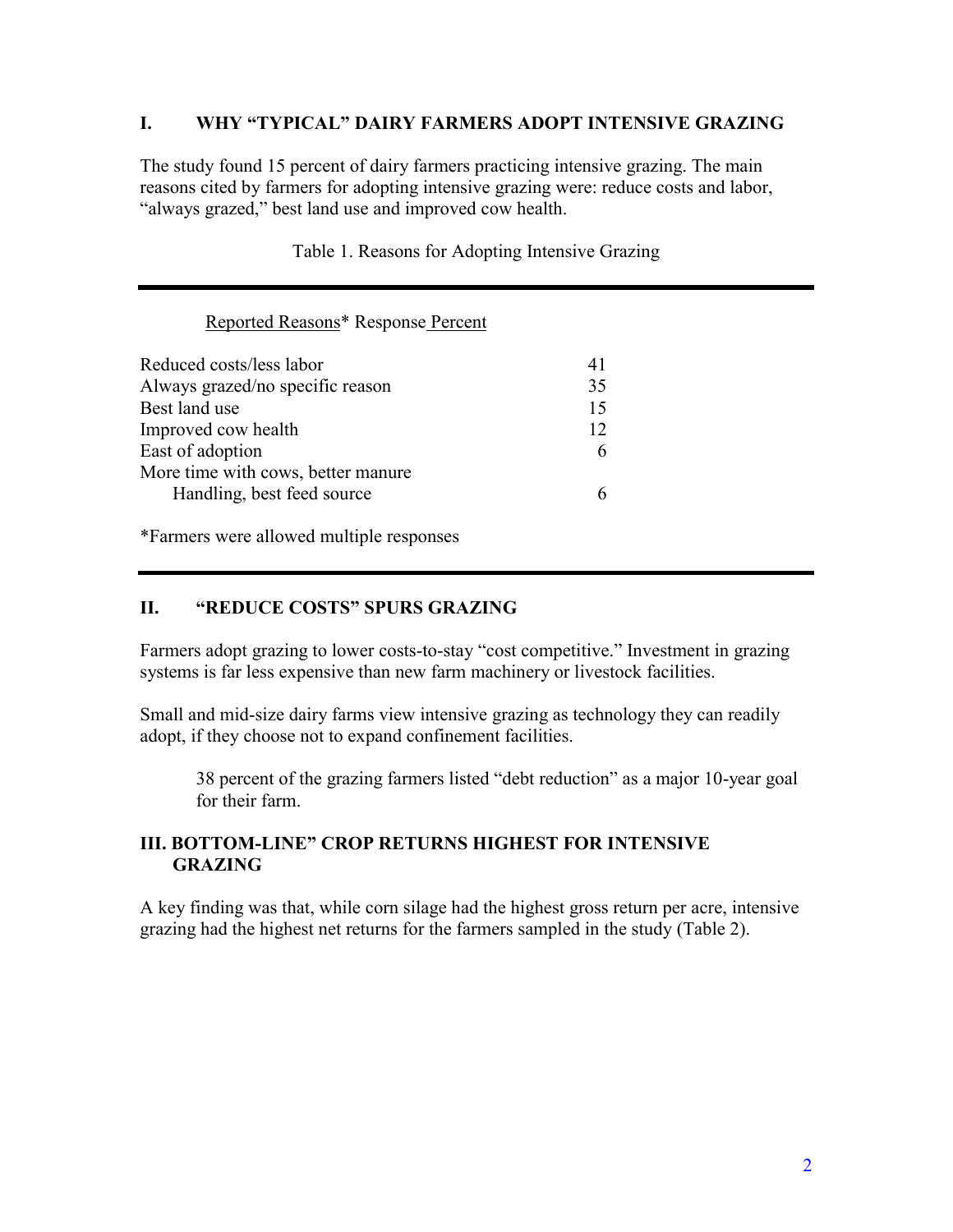## I. WHY "TYPICAL" DAIRY FARMERS ADOPT INTENSIVE GRAZING

The study found 15 percent of dairy farmers practicing intensive grazing. The main reasons cited by farmers for adopting intensive grazing were: reduce costs and labor, "always grazed," best land use and improved cow health.

Table 1. Reasons for Adopting Intensive Grazing

| Reported Reasons* | Response Percent |
|---|---|
| Reduced costs/less labor | 41 |
| Always grazed/no specific reason | 35 |
| Best land use | 15 |
| Improved cow health | 12 |
| East of adoption | 6 |
| More time with cows, better manure Handling, best feed source | 6 |

*Farmers were allowed multiple responses

## II. "REDUCE COSTS" SPURS GRAZING

Farmers adopt grazing to lower costs-to-stay "cost competitive." Investment in grazing systems is far less expensive than new farm machinery or livestock facilities.

Small and mid-size dairy farms view intensive grazing as technology they can readily adopt, if they choose not to expand confinement facilities.

> 38 percent of the grazing farmers listed "debt reduction" as a major 10-year goal for their farm.

## III. BOTTOM-LINE" CROP RETURNS HIGHEST FOR INTENSIVE GRAZING

A key finding was that, while corn silage had the highest gross return per acre, intensive grazing had the highest net returns for the farmers sampled in the study (Table 2).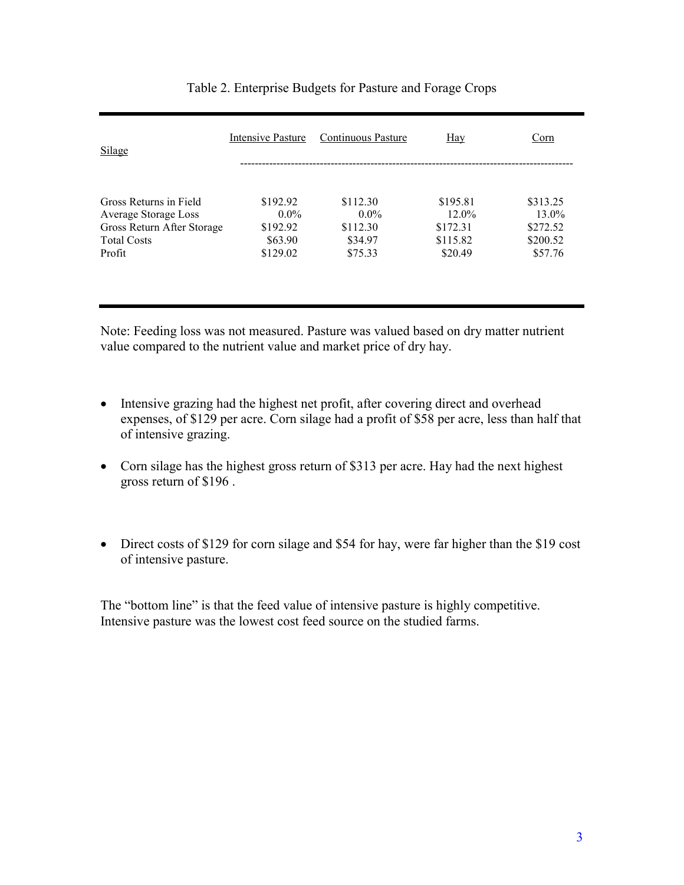Table 2. Enterprise Budgets for Pasture and Forage Crops

| Silage | Intensive Pasture | Continuous Pasture | Hay | Corn |
|---|---|---|---|---|
| Gross Returns in Field | $192.92 | $112.30 | $195.81 | $313.25 |
| Average Storage Loss | 0.0% | 0.0% | 12.0% | 13.0% |
| Gross Return After Storage | $192.92 | $112.30 | $172.31 | $272.52 |
| Total Costs | $63.90 | $34.97 | $115.82 | $200.52 |
| Profit | $129.02 | $75.33 | $20.49 | $57.76 |

Note: Feeding loss was not measured. Pasture was valued based on dry matter nutrient value compared to the nutrient value and market price of dry hay.

- Intensive grazing had the highest net profit, after covering direct and overhead expenses, of $129 per acre. Corn silage had a profit of $58 per acre, less than half that of intensive grazing.

- Corn silage has the highest gross return of $313 per acre. Hay had the next highest gross return of $196 .

- Direct costs of $129 for corn silage and $54 for hay, were far higher than the $19 cost of intensive pasture.

The "bottom line" is that the feed value of intensive pasture is highly competitive. Intensive pasture was the lowest cost feed source on the studied farms.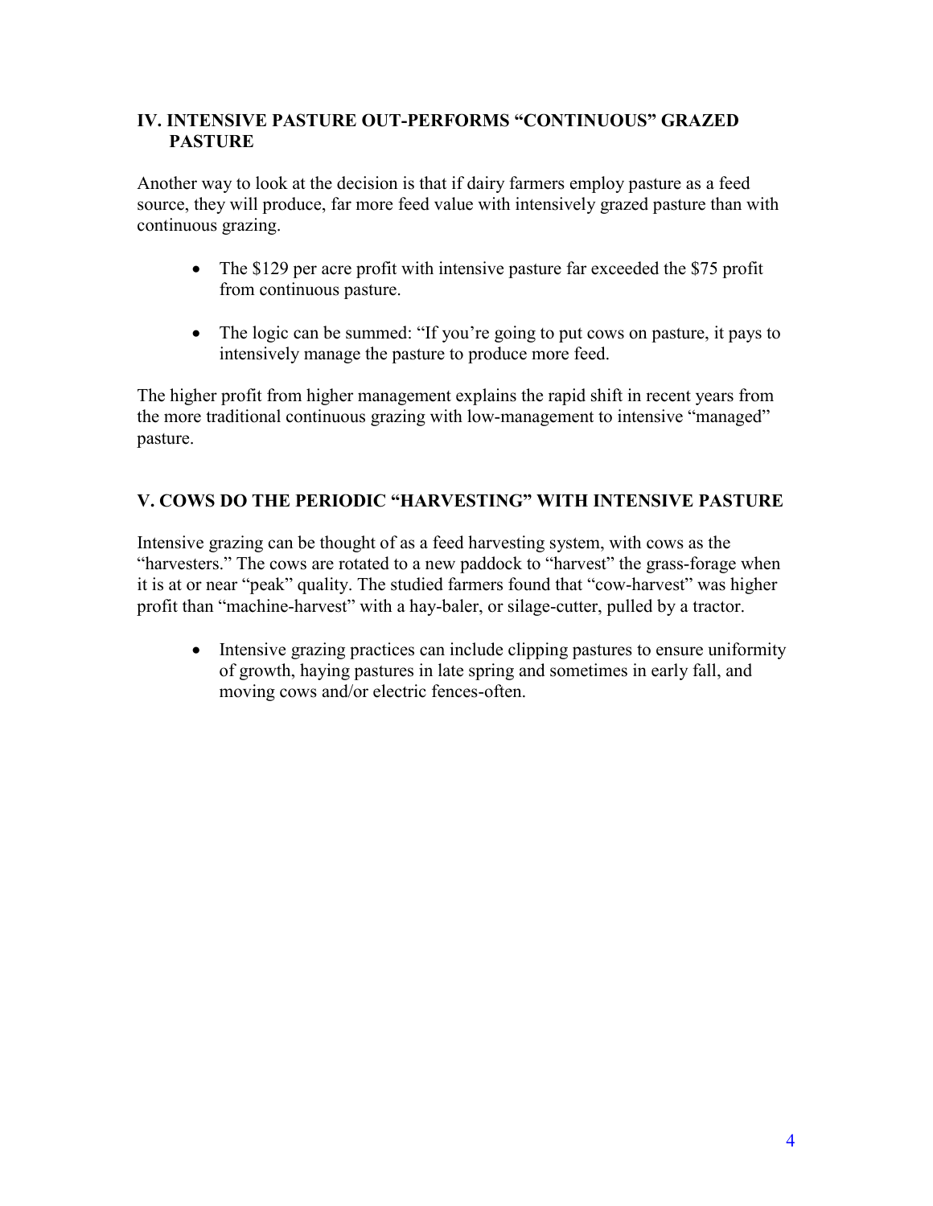## IV. INTENSIVE PASTURE OUT-PERFORMS "CONTINUOUS" GRAZED PASTURE

Another way to look at the decision is that if dairy farmers employ pasture as a feed source, they will produce, far more feed value with intensively grazed pasture than with continuous grazing.

- The $129 per acre profit with intensive pasture far exceeded the $75 profit from continuous pasture.
- The logic can be summed: "If you're going to put cows on pasture, it pays to intensively manage the pasture to produce more feed.

The higher profit from higher management explains the rapid shift in recent years from the more traditional continuous grazing with low-management to intensive "managed" pasture.

## V. COWS DO THE PERIODIC "HARVESTING" WITH INTENSIVE PASTURE

Intensive grazing can be thought of as a feed harvesting system, with cows as the "harvesters." The cows are rotated to a new paddock to "harvest" the grass-forage when it is at or near "peak" quality. The studied farmers found that "cow-harvest" was higher profit than "machine-harvest" with a hay-baler, or silage-cutter, pulled by a tractor.

- Intensive grazing practices can include clipping pastures to ensure uniformity of growth, haying pastures in late spring and sometimes in early fall, and moving cows and/or electric fences-often.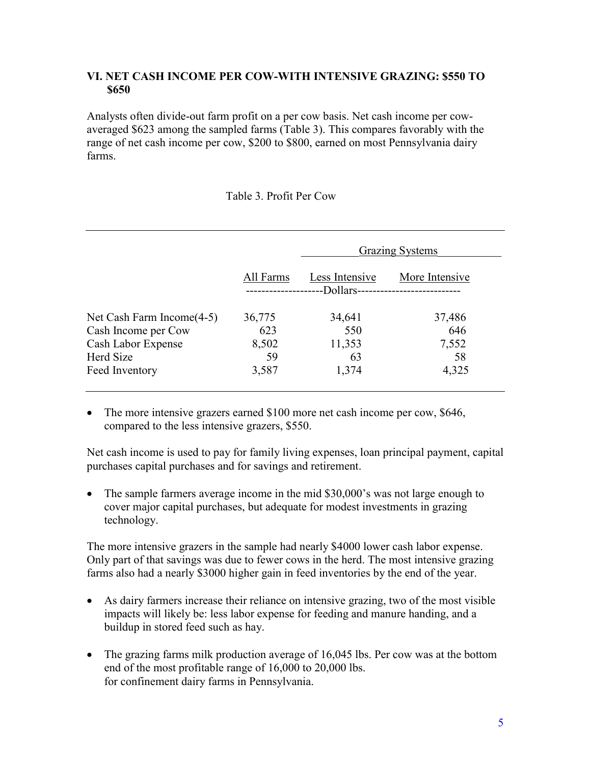## VI. NET CASH INCOME PER COW-WITH INTENSIVE GRAZING: $550 TO $650

Analysts often divide-out farm profit on a per cow basis. Net cash income per cow- averaged $623 among the sampled farms (Table 3). This compares favorably with the range of net cash income per cow, $200 to $800, earned on most Pennsylvania dairy farms.

Table 3. Profit Per Cow

| | | Grazing Systems | |
|---|---|---|---|
| | All Farms | Less Intensive | More Intensive |
| | --Dollars-- | | |
| Net Cash Farm Income(4-5) | 36,775 | 34,641 | 37,486 |
| Cash Income per Cow | 623 | 550 | 646 |
| Cash Labor Expense | 8,502 | 11,353 | 7,552 |
| Herd Size | 59 | 63 | 58 |
| Feed Inventory | 3,587 | 1,374 | 4,325 |

- The more intensive grazers earned $100 more net cash income per cow, $646, compared to the less intensive grazers, $550.

Net cash income is used to pay for family living expenses, loan principal payment, capital purchases capital purchases and for savings and retirement.

- The sample farmers average income in the mid $30,000's was not large enough to cover major capital purchases, but adequate for modest investments in grazing technology.

The more intensive grazers in the sample had nearly $4000 lower cash labor expense. Only part of that savings was due to fewer cows in the herd. The most intensive grazing farms also had a nearly $3000 higher gain in feed inventories by the end of the year.

- As dairy farmers increase their reliance on intensive grazing, two of the most visible impacts will likely be: less labor expense for feeding and manure handing, and a buildup in stored feed such as hay.

- The grazing farms milk production average of 16,045 lbs. Per cow was at the bottom end of the most profitable range of 16,000 to 20,000 lbs. for confinement dairy farms in Pennsylvania.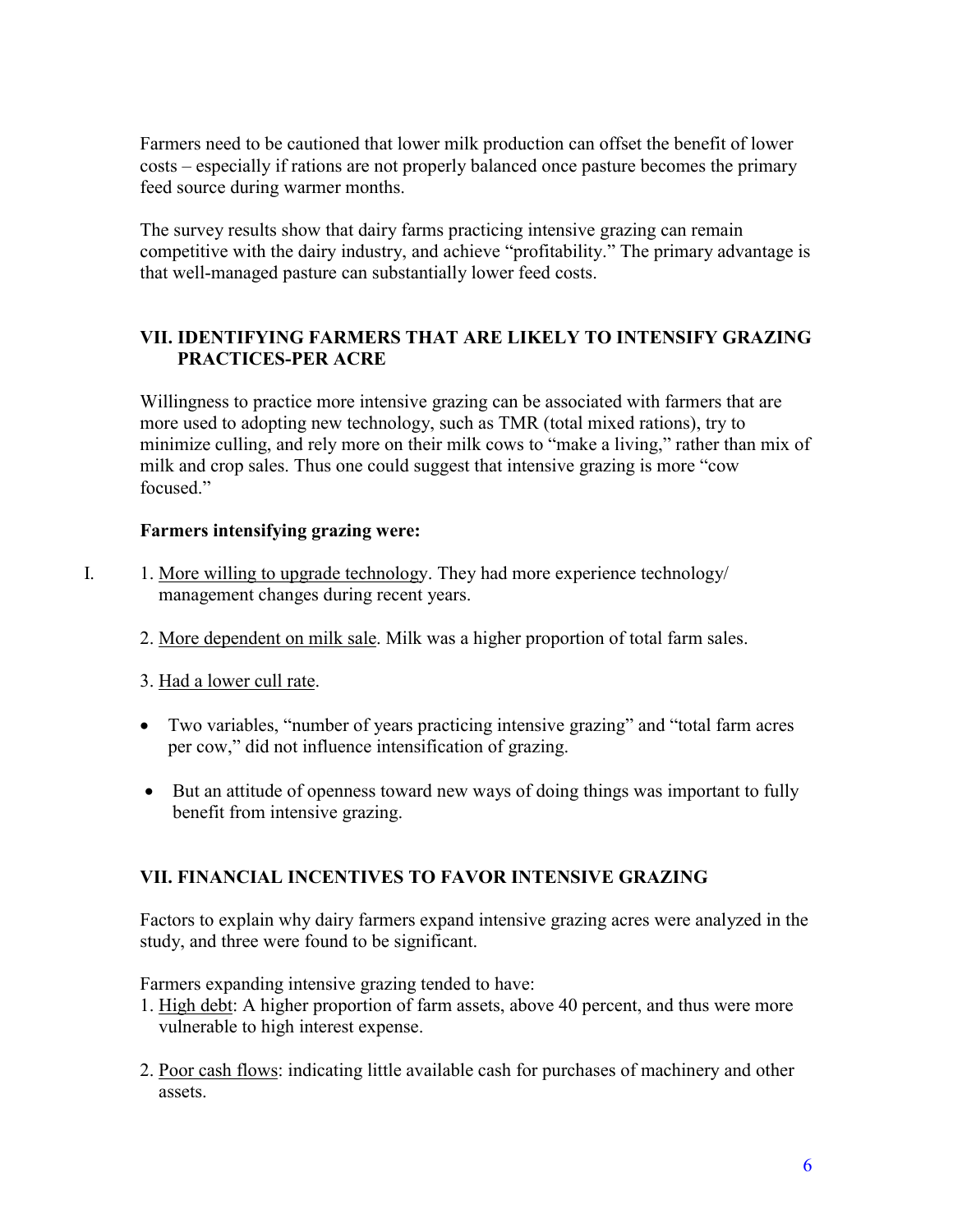Farmers need to be cautioned that lower milk production can offset the benefit of lower costs – especially if rations are not properly balanced once pasture becomes the primary feed source during warmer months.

The survey results show that dairy farms practicing intensive grazing can remain competitive with the dairy industry, and achieve "profitability." The primary advantage is that well-managed pasture can substantially lower feed costs.

## VII. IDENTIFYING FARMERS THAT ARE LIKELY TO INTENSIFY GRAZING PRACTICES-PER ACRE

Willingness to practice more intensive grazing can be associated with farmers that are more used to adopting new technology, such as TMR (total mixed rations), try to minimize culling, and rely more on their milk cows to "make a living," rather than mix of milk and crop sales. Thus one could suggest that intensive grazing is more "cow focused."

**Farmers intensifying grazing were:**

I.

1. More willing to upgrade technology. They had more experience technology/ management changes during recent years.
2. More dependent on milk sale. Milk was a higher proportion of total farm sales.
3. Had a lower cull rate.

- Two variables, "number of years practicing intensive grazing" and "total farm acres per cow," did not influence intensification of grazing.
- But an attitude of openness toward new ways of doing things was important to fully benefit from intensive grazing.

## VII. FINANCIAL INCENTIVES TO FAVOR INTENSIVE GRAZING

Factors to explain why dairy farmers expand intensive grazing acres were analyzed in the study, and three were found to be significant.

Farmers expanding intensive grazing tended to have:

1. High debt: A higher proportion of farm assets, above 40 percent, and thus were more vulnerable to high interest expense.
2. Poor cash flows: indicating little available cash for purchases of machinery and other assets.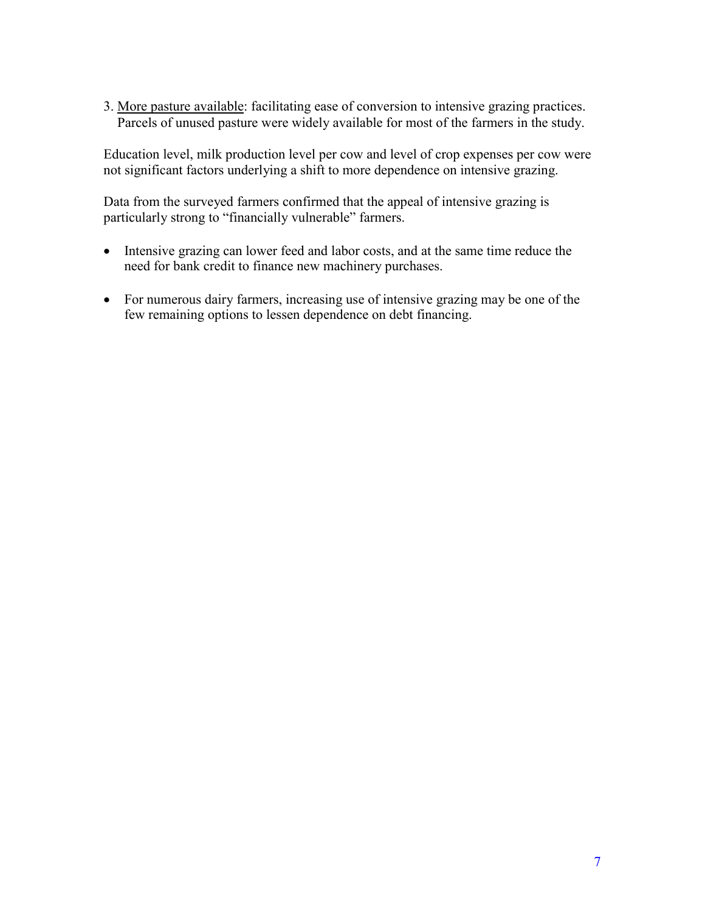3. <u>More pasture available</u>: facilitating ease of conversion to intensive grazing practices. Parcels of unused pasture were widely available for most of the farmers in the study.

Education level, milk production level per cow and level of crop expenses per cow were not significant factors underlying a shift to more dependence on intensive grazing.

Data from the surveyed farmers confirmed that the appeal of intensive grazing is particularly strong to "financially vulnerable" farmers.

- Intensive grazing can lower feed and labor costs, and at the same time reduce the need for bank credit to finance new machinery purchases.
- For numerous dairy farmers, increasing use of intensive grazing may be one of the few remaining options to lessen dependence on debt financing.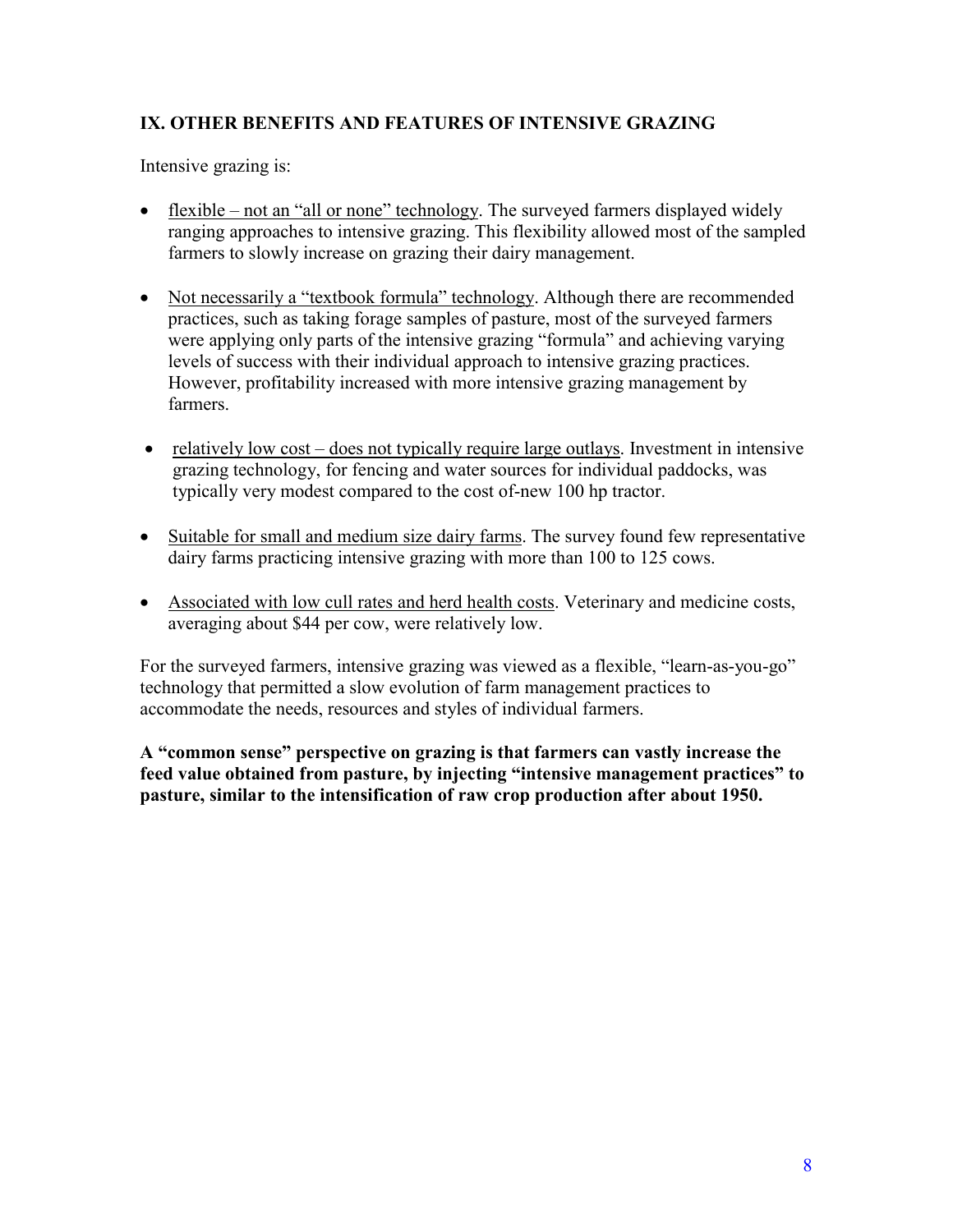## IX. OTHER BENEFITS AND FEATURES OF INTENSIVE GRAZING

Intensive grazing is:

- flexible – not an "all or none" technology. The surveyed farmers displayed widely ranging approaches to intensive grazing. This flexibility allowed most of the sampled farmers to slowly increase on grazing their dairy management.

- Not necessarily a "textbook formula" technology. Although there are recommended practices, such as taking forage samples of pasture, most of the surveyed farmers were applying only parts of the intensive grazing "formula" and achieving varying levels of success with their individual approach to intensive grazing practices. However, profitability increased with more intensive grazing management by farmers.

- relatively low cost – does not typically require large outlays. Investment in intensive grazing technology, for fencing and water sources for individual paddocks, was typically very modest compared to the cost of-new 100 hp tractor.

- Suitable for small and medium size dairy farms. The survey found few representative dairy farms practicing intensive grazing with more than 100 to 125 cows.

- Associated with low cull rates and herd health costs. Veterinary and medicine costs, averaging about $44 per cow, were relatively low.

For the surveyed farmers, intensive grazing was viewed as a flexible, "learn-as-you-go" technology that permitted a slow evolution of farm management practices to accommodate the needs, resources and styles of individual farmers.

**A "common sense" perspective on grazing is that farmers can vastly increase the feed value obtained from pasture, by injecting "intensive management practices" to pasture, similar to the intensification of raw crop production after about 1950.**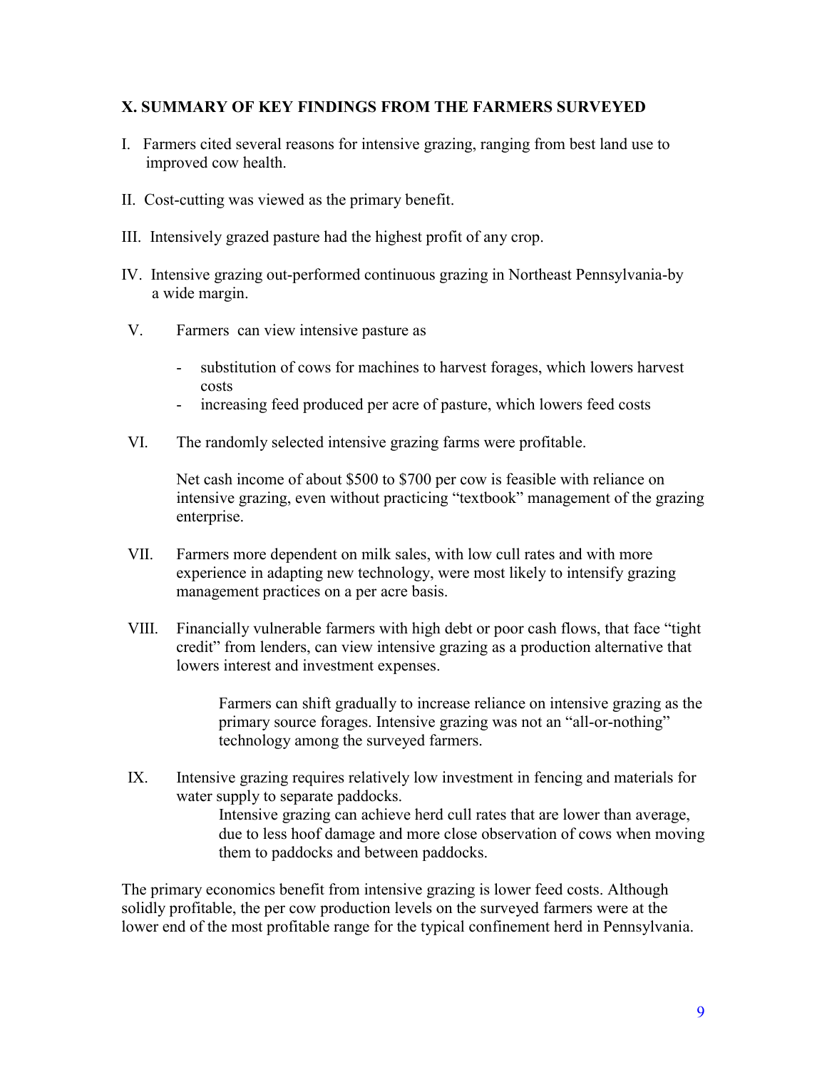## X. SUMMARY OF KEY FINDINGS FROM THE FARMERS SURVEYED

I. Farmers cited several reasons for intensive grazing, ranging from best land use to improved cow health.

II. Cost-cutting was viewed as the primary benefit.

III. Intensively grazed pasture had the highest profit of any crop.

IV. Intensive grazing out-performed continuous grazing in Northeast Pennsylvania-by a wide margin.

V. Farmers can view intensive pasture as

- substitution of cows for machines to harvest forages, which lowers harvest costs
- increasing feed produced per acre of pasture, which lowers feed costs

VI. The randomly selected intensive grazing farms were profitable.

Net cash income of about $500 to $700 per cow is feasible with reliance on intensive grazing, even without practicing "textbook" management of the grazing enterprise.

VII. Farmers more dependent on milk sales, with low cull rates and with more experience in adapting new technology, were most likely to intensify grazing management practices on a per acre basis.

VIII. Financially vulnerable farmers with high debt or poor cash flows, that face "tight credit" from lenders, can view intensive grazing as a production alternative that lowers interest and investment expenses.

Farmers can shift gradually to increase reliance on intensive grazing as the primary source forages. Intensive grazing was not an "all-or-nothing" technology among the surveyed farmers.

IX. Intensive grazing requires relatively low investment in fencing and materials for water supply to separate paddocks.

Intensive grazing can achieve herd cull rates that are lower than average, due to less hoof damage and more close observation of cows when moving them to paddocks and between paddocks.

The primary economics benefit from intensive grazing is lower feed costs. Although solidly profitable, the per cow production levels on the surveyed farmers were at the lower end of the most profitable range for the typical confinement herd in Pennsylvania.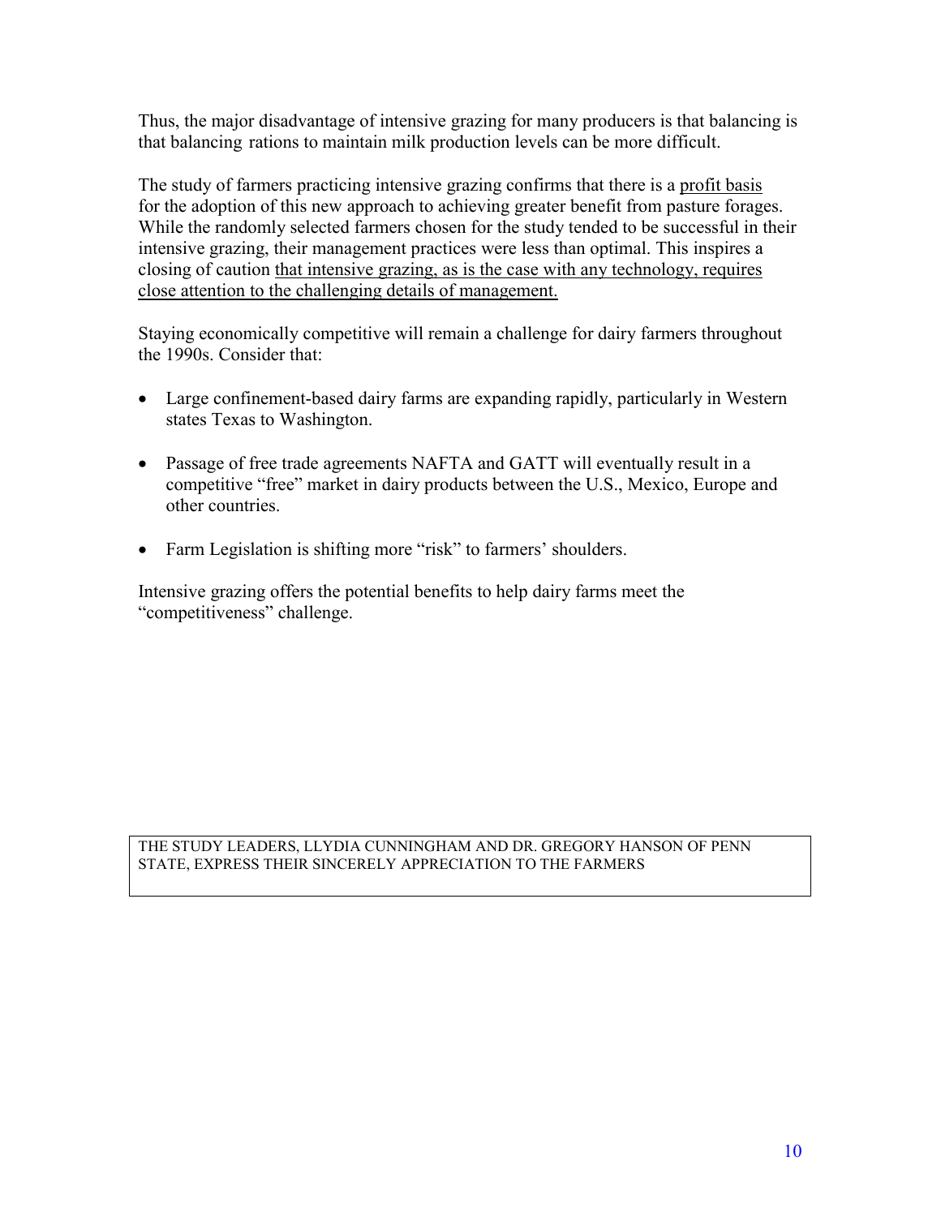Thus, the major disadvantage of intensive grazing for many producers is that balancing is that balancing rations to maintain milk production levels can be more difficult.

The study of farmers practicing intensive grazing confirms that there is a <u>profit basis</u> for the adoption of this new approach to achieving greater benefit from pasture forages. While the randomly selected farmers chosen for the study tended to be successful in their intensive grazing, their management practices were less than optimal. This inspires a closing of caution <u>that intensive grazing, as is the case with any technology, requires close attention to the challenging details of management.</u>

Staying economically competitive will remain a challenge for dairy farmers throughout the 1990s. Consider that:

- Large confinement-based dairy farms are expanding rapidly, particularly in Western states Texas to Washington.
- Passage of free trade agreements NAFTA and GATT will eventually result in a competitive "free" market in dairy products between the U.S., Mexico, Europe and other countries.
- Farm Legislation is shifting more "risk" to farmers' shoulders.

Intensive grazing offers the potential benefits to help dairy farms meet the "competitiveness" challenge.

THE STUDY LEADERS, LLYDIA CUNNINGHAM AND DR. GREGORY HANSON OF PENN STATE, EXPRESS THEIR SINCERELY APPRECIATION TO THE FARMERS